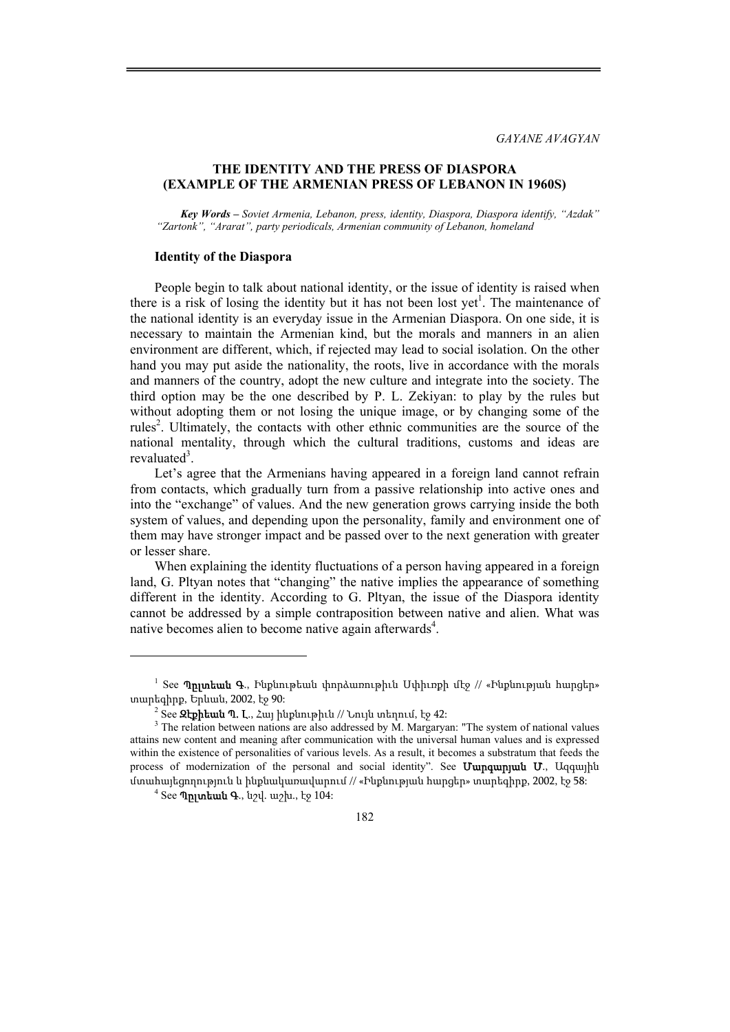GAYANE AVAGYAN

# THE IDENTITY AND THE PRESS OF DIASPORA (EXAMPLE OF THE ARMENIAN PRESS OF LEBANON IN 1960S)

***Key Words** – Soviet Armenia, Lebanon, press, identity, Diaspora, Diaspora identify, "Azdak" "Zartonk", "Ararat", party periodicals, Armenian community of Lebanon, homeland*

## Identity of the Diaspora

People begin to talk about national identity, or the issue of identity is raised when there is a risk of losing the identity but it has not been lost yet[1]. The maintenance of the national identity is an everyday issue in the Armenian Diaspora. On one side, it is necessary to maintain the Armenian kind, but the morals and manners in an alien environment are different, which, if rejected may lead to social isolation. On the other hand you may put aside the nationality, the roots, live in accordance with the morals and manners of the country, adopt the new culture and integrate into the society. The third option may be the one described by P. L. Zekiyan: to play by the rules but without adopting them or not losing the unique image, or by changing some of the rules[2]. Ultimately, the contacts with other ethnic communities are the source of the national mentality, through which the cultural traditions, customs and ideas are revaluated[3].

Let's agree that the Armenians having appeared in a foreign land cannot refrain from contacts, which gradually turn from a passive relationship into active ones and into the "exchange" of values. And the new generation grows carrying inside the both system of values, and depending upon the personality, family and environment one of them may have stronger impact and be passed over to the next generation with greater or lesser share.

When explaining the identity fluctuations of a person having appeared in a foreign land, G. Pltyan notes that "changing" the native implies the appearance of something different in the identity. According to G. Pltyan, the issue of the Diaspora identity cannot be addressed by a simple contraposition between native and alien. What was native becomes alien to become native again afterwards[4].

---

[1] See **Պըլտեան Գ.**, Ինքնութեան փորձառութիւն Սփիւռքի մէջ // «Ինքնության հարցեր» տարեգիրք, Երևան, 2002, էջ 90:

[2] See **Զէքիեան Պ. Լ.**, Հայ ինքնութիւն // Նույն տեղում, էջ 42:

[3] The relation between nations are also addressed by M. Margaryan: "The system of national values attains new content and meaning after communication with the universal human values and is expressed within the existence of personalities of various levels. As a result, it becomes a substratum that feeds the process of modernization of the personal and social identity". See **Մարգարյան Մ.**, Ազգային մտահայեցողություն և ինքնակառավարում // «Ինքնության հարցեր» տարեգիրք, 2002, էջ 58:

[4] See **Պըլտեան Գ.**, նշվ. աշխ., էջ 104: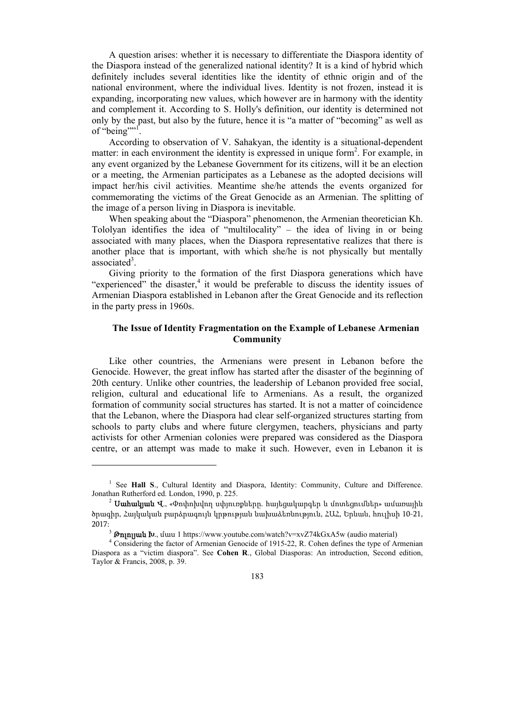A question arises: whether it is necessary to differentiate the Diaspora identity of the Diaspora instead of the generalized national identity? It is a kind of hybrid which definitely includes several identities like the identity of ethnic origin and of the national environment, where the individual lives. Identity is not frozen, instead it is expanding, incorporating new values, which however are in harmony with the identity and complement it. According to S. Holly's definition, our identity is determined not only by the past, but also by the future, hence it is "a matter of "becoming" as well as of "being""[1].

According to observation of V. Sahakyan, the identity is a situational-dependent matter: in each environment the identity is expressed in unique form[2]. For example, in any event organized by the Lebanese Government for its citizens, will it be an election or a meeting, the Armenian participates as a Lebanese as the adopted decisions will impact her/his civil activities. Meantime she/he attends the events organized for commemorating the victims of the Great Genocide as an Armenian. The splitting of the image of a person living in Diaspora is inevitable.

When speaking about the "Diaspora" phenomenon, the Armenian theoretician Kh. Tololyan identifies the idea of "multilocality" – the idea of living in or being associated with many places, when the Diaspora representative realizes that there is another place that is important, with which she/he is not physically but mentally associated[3].

Giving priority to the formation of the first Diaspora generations which have "experienced" the disaster,[4] it would be preferable to discuss the identity issues of Armenian Diaspora established in Lebanon after the Great Genocide and its reflection in the party press in 1960s.

## The Issue of Identity Fragmentation on the Example of Lebanese Armenian Community

Like other countries, the Armenians were present in Lebanon before the Genocide. However, the great inflow has started after the disaster of the beginning of 20th century. Unlike other countries, the leadership of Lebanon provided free social, religion, cultural and educational life to Armenians. As a result, the organized formation of community social structures has started. It is not a matter of coincidence that the Lebanon, where the Diaspora had clear self-organized structures starting from schools to party clubs and where future clergymen, teachers, physicians and party activists for other Armenian colonies were prepared was considered as the Diaspora centre, or an attempt was made to make it such. However, even in Lebanon it is

---

[1] See **Hall S**., Cultural Identity and Diaspora, Identity: Community, Culture and Difference. Jonathan Rutherford ed. London, 1990, p. 225.

[2] **Սահակյան Վ**., «Փոփոխվող սփյուռքները. հայեցակարգեր և մոտեցումներ» ամառային ծրագիր, Հայկական բարձրագույն կրթության նախաձեռնություն, ՀԱՀ, Երևան, հուլիսի 10-21, 2017:

[3] **Թոլոյան Խ**., մաս 1 https://www.youtube.com/watch?v=xvZ74kGxA5w (audio material)

[4] Considering the factor of Armenian Genocide of 1915-22, R. Cohen defines the type of Armenian Diaspora as a "victim diaspora". See **Cohen R**., Global Diasporas: An introduction, Second edition, Taylor & Francis, 2008, p. 39.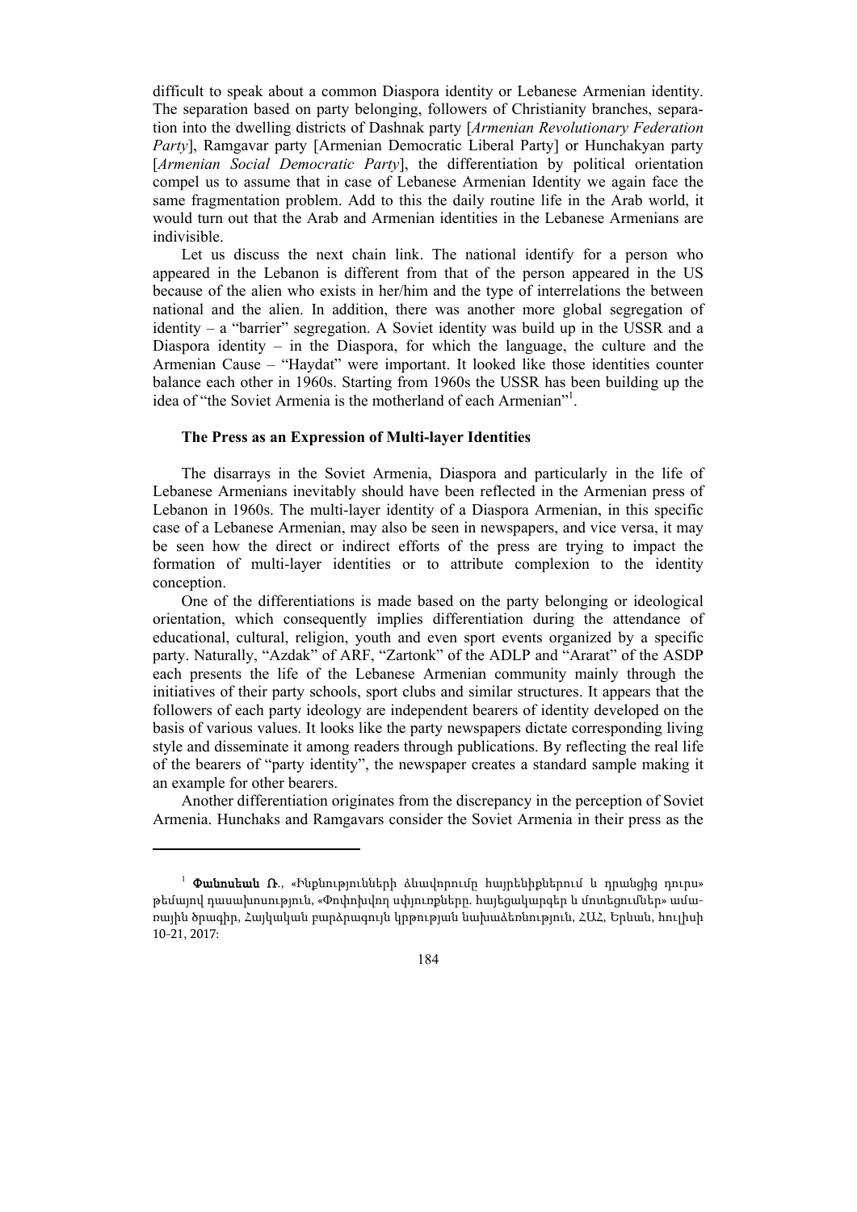difficult to speak about a common Diaspora identity or Lebanese Armenian identity. The separation based on party belonging, followers of Christianity branches, separation into the dwelling districts of Dashnak party [*Armenian Revolutionary Federation Party*], Ramgavar party [Armenian Democratic Liberal Party] or Hunchakyan party [*Armenian Social Democratic Party*], the differentiation by political orientation compel us to assume that in case of Lebanese Armenian Identity we again face the same fragmentation problem. Add to this the daily routine life in the Arab world, it would turn out that the Arab and Armenian identities in the Lebanese Armenians are indivisible.

Let us discuss the next chain link. The national identify for a person who appeared in the Lebanon is different from that of the person appeared in the US because of the alien who exists in her/him and the type of interrelations the between national and the alien. In addition, there was another more global segregation of identity – a "barrier" segregation. A Soviet identity was build up in the USSR and a Diaspora identity – in the Diaspora, for which the language, the culture and the Armenian Cause – "Haydat" were important. It looked like those identities counter balance each other in 1960s. Starting from 1960s the USSR has been building up the idea of "the Soviet Armenia is the motherland of each Armenian"[1].

### The Press as an Expression of Multi-layer Identities

The disarrays in the Soviet Armenia, Diaspora and particularly in the life of Lebanese Armenians inevitably should have been reflected in the Armenian press of Lebanon in 1960s. The multi-layer identity of a Diaspora Armenian, in this specific case of a Lebanese Armenian, may also be seen in newspapers, and vice versa, it may be seen how the direct or indirect efforts of the press are trying to impact the formation of multi-layer identities or to attribute complexion to the identity conception.

One of the differentiations is made based on the party belonging or ideological orientation, which consequently implies differentiation during the attendance of educational, cultural, religion, youth and even sport events organized by a specific party. Naturally, "Azdak" of ARF, "Zartonk" of the ADLP and "Ararat" of the ASDP each presents the life of the Lebanese Armenian community mainly through the initiatives of their party schools, sport clubs and similar structures. It appears that the followers of each party ideology are independent bearers of identity developed on the basis of various values. It looks like the party newspapers dictate corresponding living style and disseminate it among readers through publications. By reflecting the real life of the bearers of "party identity", the newspaper creates a standard sample making it an example for other bearers.

Another differentiation originates from the discrepancy in the perception of Soviet Armenia. Hunchaks and Ramgavars consider the Soviet Armenia in their press as the

---

[1] **Փանոսեան Ռ.**, «Ինքնությունների ձևավորումը հայրենիքներում և դրանցից դուրս» թեմայով դասախոսություն, «Փոփոխվող սփյուռքները. հայեցակարգեր և մոտեցումներ» ամառային ծրագիր, Հայկական բարձրագույն կրթության նախաձեռնություն, ՀԱՀ, Երևան, հուլիսի 10-21, 2017: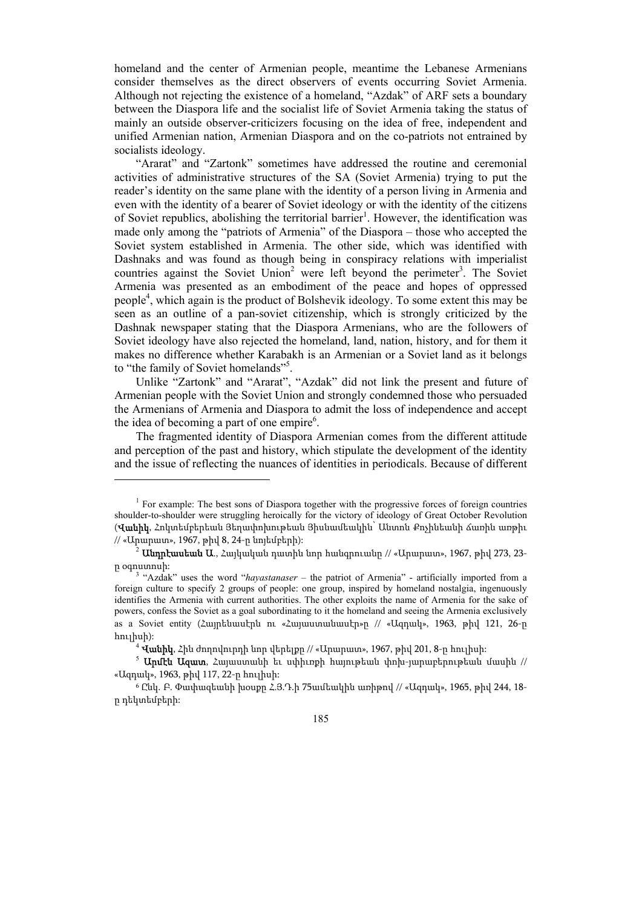homeland and the center of Armenian people, meantime the Lebanese Armenians consider themselves as the direct observers of events occurring Soviet Armenia. Although not rejecting the existence of a homeland, "Azdak" of ARF sets a boundary between the Diaspora life and the socialist life of Soviet Armenia taking the status of mainly an outside observer-criticizers focusing on the idea of free, independent and unified Armenian nation, Armenian Diaspora and on the co-patriots not entrained by socialists ideology.

"Ararat" and "Zartonk" sometimes have addressed the routine and ceremonial activities of administrative structures of the SA (Soviet Armenia) trying to put the reader's identity on the same plane with the identity of a person living in Armenia and even with the identity of a bearer of Soviet ideology or with the identity of the citizens of Soviet republics, abolishing the territorial barrier[1]. However, the identification was made only among the "patriots of Armenia" of the Diaspora – those who accepted the Soviet system established in Armenia. The other side, which was identified with Dashnaks and was found as though being in conspiracy relations with imperialist countries against the Soviet Union[2] were left beyond the perimeter[3]. The Soviet Armenia was presented as an embodiment of the peace and hopes of oppressed people[4], which again is the product of Bolshevik ideology. To some extent this may be seen as an outline of a pan-soviet citizenship, which is strongly criticized by the Dashnak newspaper stating that the Diaspora Armenians, who are the followers of Soviet ideology have also rejected the homeland, land, nation, history, and for them it makes no difference whether Karabakh is an Armenian or a Soviet land as it belongs to "the family of Soviet homelands"[5].

Unlike "Zartonk" and "Ararat", "Azdak" did not link the present and future of Armenian people with the Soviet Union and strongly condemned those who persuaded the Armenians of Armenia and Diaspora to admit the loss of independence and accept the idea of becoming a part of one empire[6].

The fragmented identity of Diaspora Armenian comes from the different attitude and perception of the past and history, which stipulate the development of the identity and the issue of reflecting the nuances of identities in periodicals. Because of different

---

[1] For example: The best sons of Diaspora together with the progressive forces of foreign countries shoulder-to-shoulder were struggling heroically for the victory of ideology of Great October Revolution (**Վանիկ**, Հոկտեմբերեան Յեղափոխութեան Յիսնամեակին՝ Անտոն Քոչինեանի ճառին առթիւ // «Արարատ», 1967, թիվ 8, 24-ը նոյեմբերի):

[2] **Անդրէասեան Ա**., Հայկական դատին նոր հանգրուանը // «Արարատ», 1967, թիվ 273, 23-ը օգոստոսի:

[3] "Azdak" uses the word "*hayastanaser* – the patriot of Armenia" - artificially imported from a foreign culture to specify 2 groups of people: one group, inspired by homeland nostalgia, ingenuously identifies the Armenia with current authorities. The other exploits the name of Armenia for the sake of powers, confess the Soviet as a goal subordinating to it the homeland and seeing the Armenia exclusively as a Soviet entity (Հայրենասէրն ու «Հայաստանասէր»ը // «Ազդակ», 1963, թիվ 121, 26-ը հուլիսի):

[4] **Վանիկ**, Հին ժողովուրդի նոր վերելքը // «Արարատ», 1967, թիվ 201, 8-ը հուլիսի:

[5] **Արմէն Ազատ**, Հայաստանի եւ սփիւռքի հայութեան փոխ-յարաբերութեան մասին // «Ազդակ», 1963, թիվ 117, 22-ը հուլիսի:

[6] Ընկ. Բ. Փափազեանի խօսքը Հ.Յ.Դ.ի 75ամեակին առիթով // «Ազդակ», 1965, թիվ 244, 18-ը դեկտեմբերի: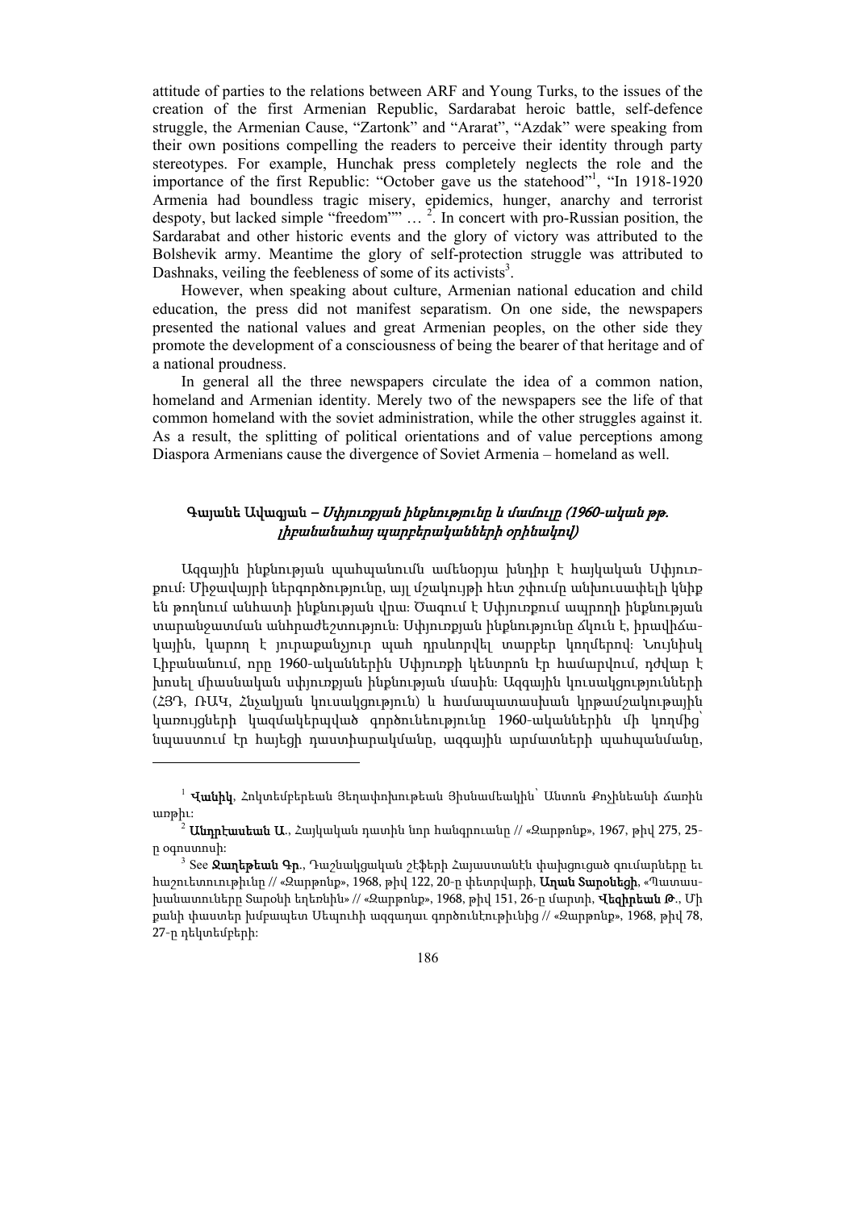attitude of parties to the relations between ARF and Young Turks, to the issues of the creation of the first Armenian Republic, Sardarabat heroic battle, self-defence struggle, the Armenian Cause, "Zartonk" and "Ararat", "Azdak" were speaking from their own positions compelling the readers to perceive their identity through party stereotypes. For example, Hunchak press completely neglects the role and the importance of the first Republic: "October gave us the statehood"[1], "In 1918-1920 Armenia had boundless tragic misery, epidemics, hunger, anarchy and terrorist despoty, but lacked simple "freedom"" … [2]. In concert with pro-Russian position, the Sardarabat and other historic events and the glory of victory was attributed to the Bolshevik army. Meantime the glory of self-protection struggle was attributed to Dashnaks, veiling the feebleness of some of its activists[3].

However, when speaking about culture, Armenian national education and child education, the press did not manifest separatism. On one side, the newspapers presented the national values and great Armenian peoples, on the other side they promote the development of a consciousness of being the bearer of that heritage and of a national proudness.

In general all the three newspapers circulate the idea of a common nation, homeland and Armenian identity. Merely two of the newspapers see the life of that common homeland with the soviet administration, while the other struggles against it. As a result, the splitting of political orientations and of value perceptions among Diaspora Armenians cause the divergence of Soviet Armenia – homeland as well.

### Գայանե Ավագյան – *Սփյուռքյան ինքնությունը և մամուլը (1960-ական թթ. լիբանանահայ պարբերականների օրինակով)*

Ազգային ինքնության պահպանումն ամենօրյա խնդիր է հայկական Սփյուռքում: Միջավայրի ներգործությունը, այլ մշակույթի հետ շփումը անխուսափելի կնիք են թողնում անհատի ինքնության վրա: Ծագում է Սփյուռքում ապրողի ինքնության տարանջատման անհրաժեշտություն: Սփյուռքյան ինքնությունը ճկուն է, իրավիճակային, կարող է յուրաքանչյուր պահի դրսևորվել տարբեր կողմերով: Նույնիսկ Լիբանանում, որը 1960-ականներին Սփյուռքի կենտրոն էր համարվում, դժվար է խոսել միասնական սփյուռքյան ինքնության մասին: Ազգային կուսակցությունների (ՀՅԴ, ՌԱԿ, Հնչակյան կուսակցություն) և համապատասխան կրթամշակութային կառույցների կազմակերպված գործունեությունը 1960-ականներին մի կողմից՝ նպաստում էր հայեցի դաստիարակմանը, ազգային արմատների պահպանմանը,

[1] **Վանիկ**, Հոկտեմբերեան Յեղափոխութեան Յիսնամեակին՝ Անտոն Քոչինեանի ճառին առթիւ:

[2] **Անդրէասեան Ա**., Հայկական դատին նոր հանգրուանը // «Զարթօնք», 1967, թիվ 275, 25-ը օգոստոսի:

[3] See **Զաղեթեան Գր**., Դաշնակցական շէֆերի Հայաստանէն փախցուցած գումարները եւ հաշուետուութիւնը // «Զարթօնք», 1968, թիվ 122, 20-ը փետրվարի, **Աղան Տարօնեցի**, «Պատասխանատուները Տարօնի եղեռնին» // «Զարթօնք», 1968, թիվ 151, 26-ը մարտի, **Վեզիրեան Թ**., Մի քանի փաստեր խմբապետ Սեպուհի ազգադաւ գործունէութիւնից // «Զարթօնք», 1968, թիվ 78, 27-ը դեկտեմբերի: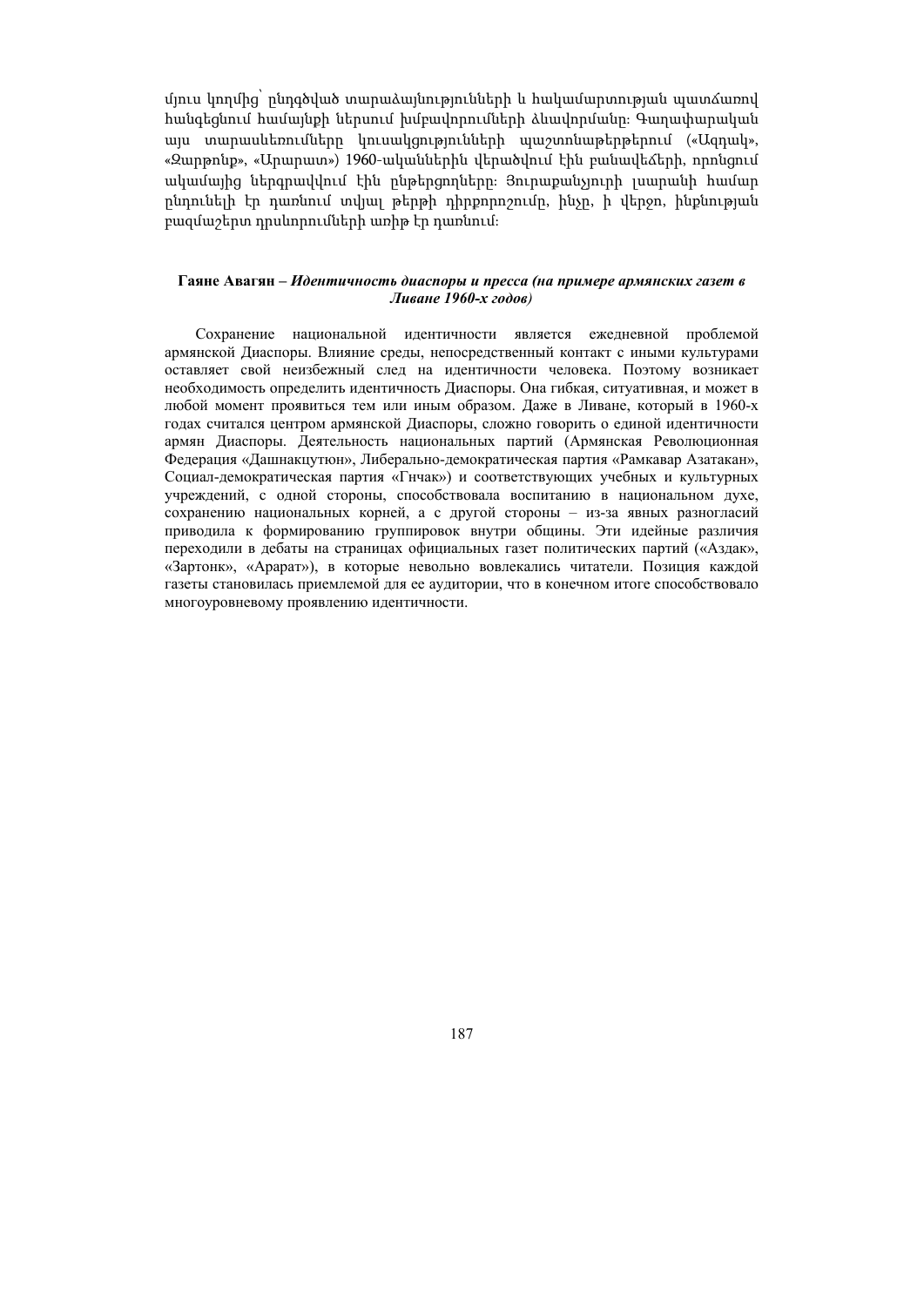մյուս կողմից՝ ընդգծված տարաձայնությունների և հակամարտության պատճառով հանգեցնում համայնքի ներսում խմբավորումների ձևավորմանը։ Գաղափարական այս տարասեռումները կուսակցությունների պաշտոնաթերթերում («Ազդակ», «Զարթոնք», «Արարատ») 1960-ականներին վերածվում էին բանավեճերի, որոնցում ակամայից ներգրավվում էին ընթերցողները։ Յուրաքանչյուրի լսարանի համար ընդունելի էր դառնում տվյալ թերթի դիրքորոշումը, ինչը, ի վերջո, ինքնության բազմաշերտ դրսևորումների առիթ էր դառնում։

**Гаяне Авагян –** ***Идентичность диаспоры и пресса (на примере армянских газет в Ливане 1960-х годов)***

Сохранение национальной идентичности является ежедневной проблемой армянской Диаспоры. Влияние среды, непосредственный контакт с иными культурами оставляет свой неизбежный след на идентичности человека. Поэтому возникает необходимость определить идентичность Диаспоры. Она гибкая, ситуативная, и может в любой момент проявиться тем или иным образом. Даже в Ливане, который в 1960-х годах считался центром армянской Диаспоры, сложно говорить о единой идентичности армян Диаспоры. Деятельность национальных партий (Армянская Революционная Федерация «Дашнакцутюн», Либерально-демократическая партия «Рамкавар Азатакан», Социал-демократическая партия «Гнчак») и соответствующих учебных и культурных учреждений, с одной стороны, способствовала воспитанию в национальном духе, сохранению национальных корней, а с другой стороны – из-за явных разногласий приводила к формированию группировок внутри общины. Эти идейные различия переходили в дебаты на страницах официальных газет политических партий («Аздак», «Зартонк», «Арарат»), в которые невольно вовлекались читатели. Позиция каждой газеты становилась приемлемой для ее аудитории, что в конечном итоге способствовало многоуровневому проявлению идентичности.